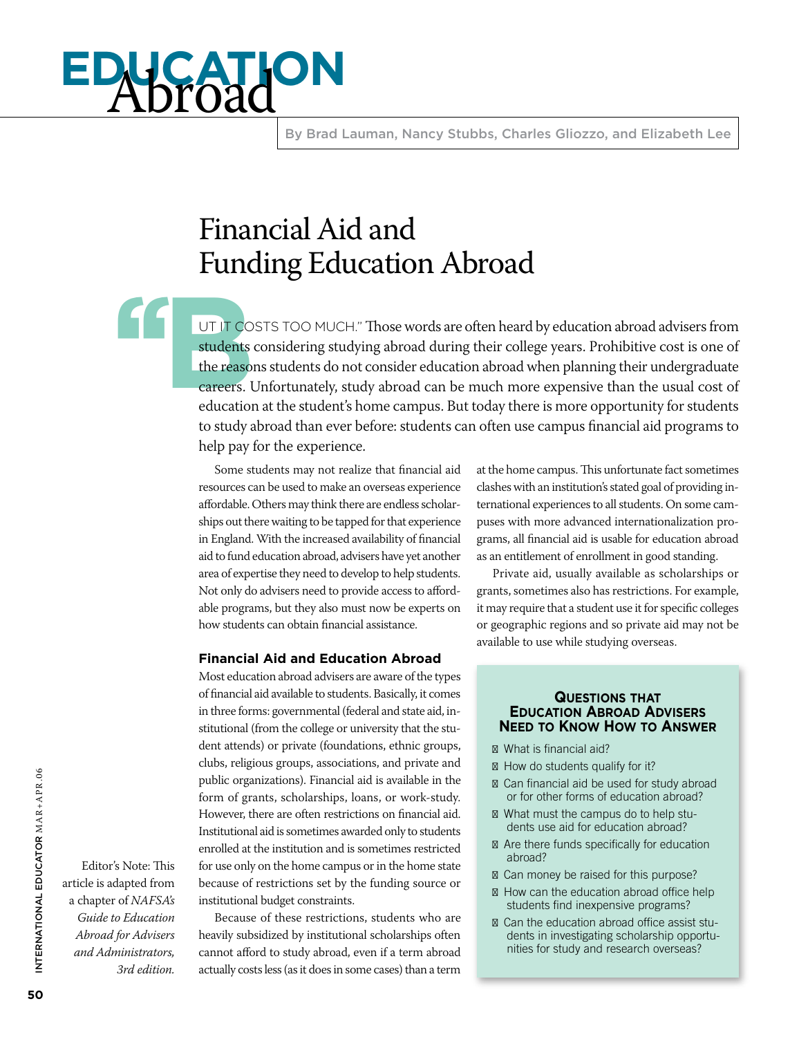# EDUCATION Abroad

By Brad Lauman, Nancy Stubbs, Charles Gliozzo, and Elizabeth Lee

## Financial Aid and Funding Education Abroad

"BUT IT COSTS TOO MUCH." Those words are often heard by education abroad advisers from students considering studying abroad during their college years. Prohibitive cost is one of the reasons students do not consider education abroad when planning their undergraduate careers. Unfortunately, study abroad can be much more expensive than the usual cost of education at the student's home campus. But today there is more opportunity for students to study abroad than ever before: students can often use campus financial aid programs to help pay for the experience.

Some students may not realize that financial aid resources can be used to make an overseas experience affordable. Others may think there are endless scholarships out there waiting to be tapped for that experience in England. With the increased availability of financial aid to fund education abroad, advisers have yet another area of expertise they need to develop to help students. Not only do advisers need to provide access to affordable programs, but they also must now be experts on how students can obtain financial assistance.

### Financial Aid and Education Abroad

Most education abroad advisers are aware of the types of financial aid available to students. Basically, it comes in three forms: governmental (federal and state aid, institutional (from the college or university that the student attends) or private (foundations, ethnic groups, clubs, religious groups, associations, and private and public organizations). Financial aid is available in the form of grants, scholarships, loans, or work-study. However, there are often restrictions on financial aid. Institutional aid is sometimes awarded only to students enrolled at the institution and is sometimes restricted for use only on the home campus or in the home state because of restrictions set by the funding source or institutional budget constraints.

Because of these restrictions, students who are heavily subsidized by institutional scholarships often cannot afford to study abroad, even if a term abroad actually costs less (as it does in some cases) than a term at the home campus. This unfortunate fact sometimes clashes with an institution's stated goal of providing international experiences to all students. On some campuses with more advanced internationalization programs, all financial aid is usable for education abroad as an entitlement of enrollment in good standing.

Private aid, usually available as scholarships or grants, sometimes also has restrictions. For example, it may require that a student use it for specific colleges or geographic regions and so private aid may not be available to use while studying overseas.

Editor's Note: This article is adapted from a chapter of *NAFSA's Guide to Education Abroad for Advisers and Administrators, 3rd edition.*

**QUESTIONS THAT EDUCATION ABROAD ADVISERS NEED TO KNOW HOW TO ANSWER**

- What is financial aid?
- How do students qualify for it?
- Can financial aid be used for study abroad or for other forms of education abroad?
- What must the campus do to help students use aid for education abroad?
- Are there funds specifically for education abroad?
- Can money be raised for this purpose?
- How can the education abroad office help students find inexpensive programs?
- Can the education abroad office assist students in investigating scholarship opportunities for study and research overseas?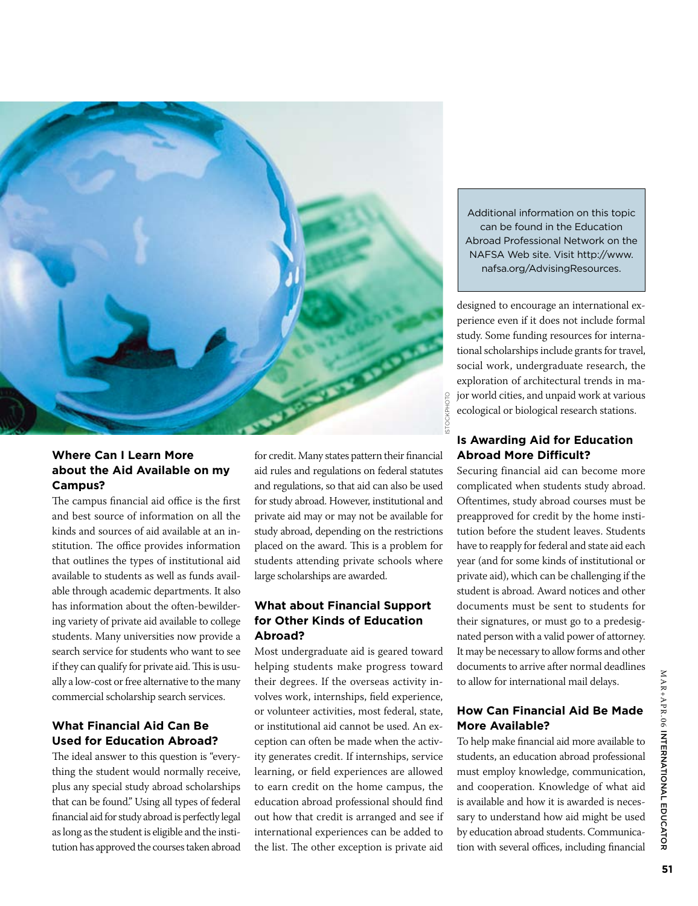Additional information on this topic can be found in the Education Abroad Professional Network on the NAFSA Web site. Visit http://www.nafsa.org/AdvisingResources.

### Where Can I Learn More about the Aid Available on my Campus?

The campus financial aid office is the first and best source of information on all the kinds and sources of aid available at an institution. The office provides information that outlines the types of institutional aid available to students as well as funds available through academic departments. It also has information about the often-bewildering variety of private aid available to college students. Many universities now provide a search service for students who want to see if they can qualify for private aid. This is usually a low-cost or free alternative to the many commercial scholarship search services.

### What Financial Aid Can Be Used for Education Abroad?

The ideal answer to this question is "everything the student would normally receive, plus any special study abroad scholarships that can be found." Using all types of federal financial aid for study abroad is perfectly legal as long as the student is eligible and the institution has approved the courses taken abroad for credit. Many states pattern their financial aid rules and regulations on federal statutes and regulations, so that aid can also be used for study abroad. However, institutional and private aid may or may not be available for study abroad, depending on the restrictions placed on the award. This is a problem for students attending private schools where large scholarships are awarded.

### What about Financial Support for Other Kinds of Education Abroad?

Most undergraduate aid is geared toward helping students make progress toward their degrees. If the overseas activity involves work, internships, field experience, or volunteer activities, most federal, state, or institutional aid cannot be used. An exception can often be made when the activity generates credit. If internships, service learning, or field experiences are allowed to earn credit on the home campus, the education abroad professional should find out how that credit is arranged and see if international experiences can be added to the list. The other exception is private aid designed to encourage an international experience even if it does not include formal study. Some funding resources for international scholarships include grants for travel, social work, undergraduate research, the exploration of architectural trends in major world cities, and unpaid work at various ecological or biological research stations.

### Is Awarding Aid for Education Abroad More Difficult?

Securing financial aid can become more complicated when students study abroad. Oftentimes, study abroad courses must be preapproved for credit by the home institution before the student leaves. Students have to reapply for federal and state aid each year (and for some kinds of institutional or private aid), which can be challenging if the student is abroad. Award notices and other documents must be sent to students for their signatures, or must go to a predesignated person with a valid power of attorney. It may be necessary to allow forms and other documents to arrive after normal deadlines to allow for international mail delays.

### How Can Financial Aid Be Made More Available?

To help make financial aid more available to students, an education abroad professional must employ knowledge, communication, and cooperation. Knowledge of what aid is available and how it is awarded is necessary to understand how aid might be used by education abroad students. Communication with several offices, including financial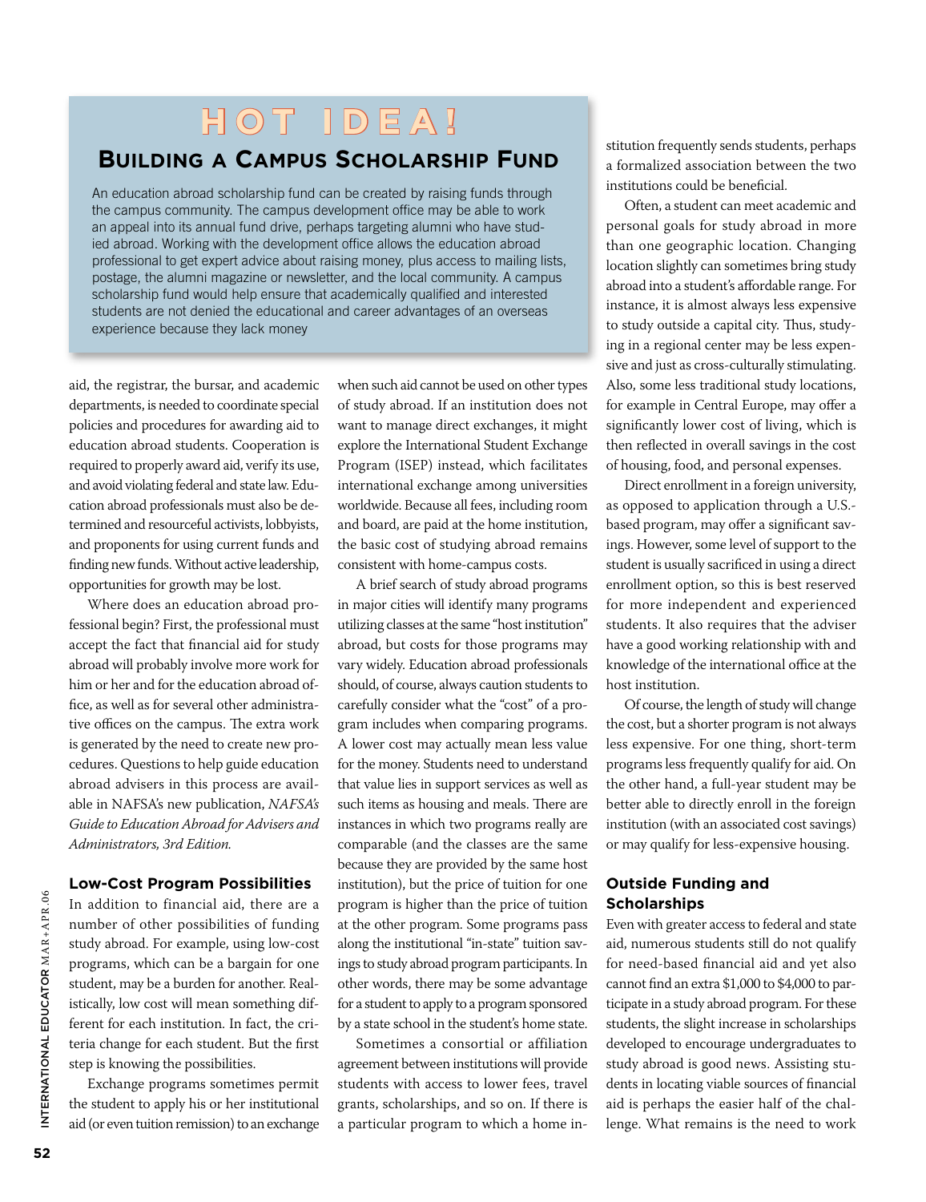## HOT IDEA!

### Building a Campus Scholarship Fund

An education abroad scholarship fund can be created by raising funds through the campus community. The campus development office may be able to work an appeal into its annual fund drive, perhaps targeting alumni who have studied abroad. Working with the development office allows the education abroad professional to get expert advice about raising money, plus access to mailing lists, postage, the alumni magazine or newsletter, and the local community. A campus scholarship fund would help ensure that academically qualified and interested students are not denied the educational and career advantages of an overseas experience because they lack money

aid, the registrar, the bursar, and academic departments, is needed to coordinate special policies and procedures for awarding aid to education abroad students. Cooperation is required to properly award aid, verify its use, and avoid violating federal and state law. Education abroad professionals must also be determined and resourceful activists, lobbyists, and proponents for using current funds and finding new funds. Without active leadership, opportunities for growth may be lost.

Where does an education abroad professional begin? First, the professional must accept the fact that financial aid for study abroad will probably involve more work for him or her and for the education abroad office, as well as for several other administrative offices on the campus. The extra work is generated by the need to create new procedures. Questions to help guide education abroad advisers in this process are available in NAFSA's new publication, *NAFSA's Guide to Education Abroad for Advisers and Administrators, 3rd Edition.*

### Low-Cost Program Possibilities

In addition to financial aid, there are a number of other possibilities of funding study abroad. For example, using low-cost programs, which can be a bargain for one student, may be a burden for another. Realistically, low cost will mean something different for each institution. In fact, the criteria change for each student. But the first step is knowing the possibilities.

Exchange programs sometimes permit the student to apply his or her institutional aid (or even tuition remission) to an exchange when such aid cannot be used on other types of study abroad. If an institution does not want to manage direct exchanges, it might explore the International Student Exchange Program (ISEP) instead, which facilitates international exchange among universities worldwide. Because all fees, including room and board, are paid at the home institution, the basic cost of studying abroad remains consistent with home-campus costs.

A brief search of study abroad programs in major cities will identify many programs utilizing classes at the same "host institution" abroad, but costs for those programs may vary widely. Education abroad professionals should, of course, always caution students to carefully consider what the "cost" of a program includes when comparing programs. A lower cost may actually mean less value for the money. Students need to understand that value lies in support services as well as such items as housing and meals. There are instances in which two programs really are comparable (and the classes are the same because they are provided by the same host institution), but the price of tuition for one program is higher than the price of tuition at the other program. Some programs pass along the institutional "in-state" tuition savings to study abroad program participants. In other words, there may be some advantage for a student to apply to a program sponsored by a state school in the student's home state.

Sometimes a consortial or affiliation agreement between institutions will provide students with access to lower fees, travel grants, scholarships, and so on. If there is a particular program to which a home institution frequently sends students, perhaps a formalized association between the two institutions could be beneficial.

Often, a student can meet academic and personal goals for study abroad in more than one geographic location. Changing location slightly can sometimes bring study abroad into a student's affordable range. For instance, it is almost always less expensive to study outside a capital city. Thus, studying in a regional center may be less expensive and just as cross-culturally stimulating. Also, some less traditional study locations, for example in Central Europe, may offer a significantly lower cost of living, which is then reflected in overall savings in the cost of housing, food, and personal expenses.

Direct enrollment in a foreign university, as opposed to application through a U.S.-based program, may offer a significant savings. However, some level of support to the student is usually sacrificed in using a direct enrollment option, so this is best reserved for more independent and experienced students. It also requires that the adviser have a good working relationship with and knowledge of the international office at the host institution.

Of course, the length of study will change the cost, but a shorter program is not always less expensive. For one thing, short-term programs less frequently qualify for aid. On the other hand, a full-year student may be better able to directly enroll in the foreign institution (with an associated cost savings) or may qualify for less-expensive housing.

### Outside Funding and Scholarships

Even with greater access to federal and state aid, numerous students still do not qualify for need-based financial aid and yet also cannot find an extra $1,000 to $4,000 to participate in a study abroad program. For these students, the slight increase in scholarships developed to encourage undergraduates to study abroad is good news. Assisting students in locating viable sources of financial aid is perhaps the easier half of the challenge. What remains is the need to work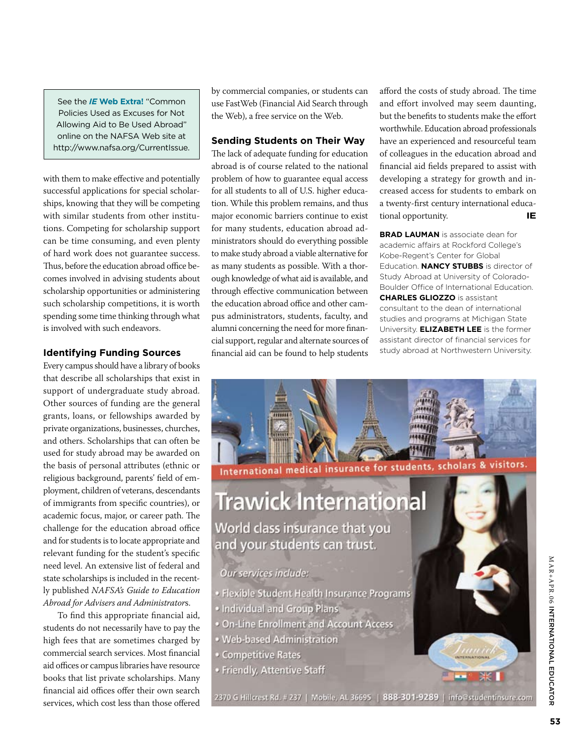See the ***IE* Web Extra!** "Common Policies Used as Excuses for Not Allowing Aid to Be Used Abroad" online on the NAFSA Web site at http://www.nafsa.org/CurrentIssue.

with them to make effective and potentially successful applications for special scholarships, knowing that they will be competing with similar students from other institutions. Competing for scholarship support can be time consuming, and even plenty of hard work does not guarantee success. Thus, before the education abroad office becomes involved in advising students about scholarship opportunities or administering such scholarship competitions, it is worth spending some time thinking through what is involved with such endeavors.

## Identifying Funding Sources

Every campus should have a library of books that describe all scholarships that exist in support of undergraduate study abroad. Other sources of funding are the general grants, loans, or fellowships awarded by private organizations, businesses, churches, and others. Scholarships that can often be used for study abroad may be awarded on the basis of personal attributes (ethnic or religious background, parents' field of employment, children of veterans, descendants of immigrants from specific countries), or academic focus, major, or career path. The challenge for the education abroad office and for students is to locate appropriate and relevant funding for the student's specific need level. An extensive list of federal and state scholarships is included in the recently published *NAFSA's Guide to Education Abroad for Advisers and Administrators*.

To find this appropriate financial aid, students do not necessarily have to pay the high fees that are sometimes charged by commercial search services. Most financial aid offices or campus libraries have resource books that list private scholarships. Many financial aid offices offer their own search services, which cost less than those offered by commercial companies, or students can use FastWeb (Financial Aid Search through the Web), a free service on the Web.

## Sending Students on Their Way

The lack of adequate funding for education abroad is of course related to the national problem of how to guarantee equal access for all students to all of U.S. higher education. While this problem remains, and thus major economic barriers continue to exist for many students, education abroad administrators should do everything possible to make study abroad a viable alternative for as many students as possible. With a thorough knowledge of what aid is available, and through effective communication between the education abroad office and other campus administrators, students, faculty, and alumni concerning the need for more financial support, regular and alternate sources of financial aid can be found to help students afford the costs of study abroad. The time and effort involved may seem daunting, but the benefits to students make the effort worthwhile. Education abroad professionals have an experienced and resourceful team of colleagues in the education abroad and financial aid fields prepared to assist with developing a strategy for growth and increased access for students to embark on a twenty-first century international educational opportunity. **IE**

**BRAD LAUMAN** is associate dean for academic affairs at Rockford College's Kobe-Regent's Center for Global Education. **NANCY STUBBS** is director of Study Abroad at University of Colorado-Boulder Office of International Education. **CHARLES GLIOZZO** is assistant consultant to the dean of international studies and programs at Michigan State University. **ELIZABETH LEE** is the former assistant director of financial services for study abroad at Northwestern University.

International medical insurance for students, scholars & visitors.

Trawick International

World class insurance that you and your students can trust.

Our services include:

- Flexible Student Health Insurance Programs
- Individual and Group Plans
- On-Line Enrollment and Account Access
- Web-based Administration
- Competitive Rates
- Friendly, Attentive Staff

2370 G Hillcrest Rd. # 237 | Mobile, AL 36695 | 888-301-9289 | info@studentinsure.com